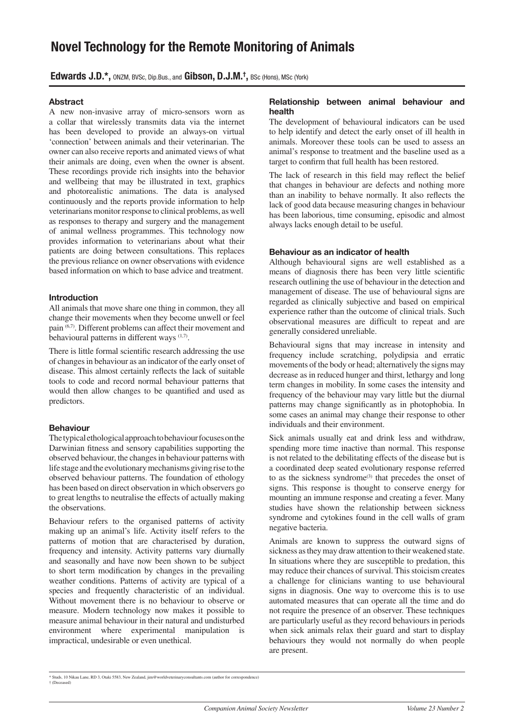# Novel Technology for the Remote Monitoring of Animals

**Edwards J.D.\***, ONZM, BVSc, Dip.Bus., and **Gibson, D.J.M.†**, BSc (Hons), MSc (York)

### Abstract

A new non-invasive array of micro-sensors worn as a collar that wirelessly transmits data via the internet has been developed to provide an always-on virtual 'connection' between animals and their veterinarian. The owner can also receive reports and animated views of what their animals are doing, even when the owner is absent. These recordings provide rich insights into the behavior and wellbeing that may be illustrated in text, graphics and photorealistic animations. The data is analysed continuously and the reports provide information to help veterinarians monitor response to clinical problems, as well as responses to therapy and surgery and the management of animal wellness programmes. This technology now provides information to veterinarians about what their patients are doing between consultations. This replaces the previous reliance on owner observations with evidence based information on which to base advice and treatment.

### Introduction

All animals that move share one thing in common, they all change their movements when they become unwell or feel pain [6,7]. Different problems can affect their movement and behavioural patterns in different ways [1,7].

There is little formal scientific research addressing the use of changes in behaviour as an indicator of the early onset of disease. This almost certainly reflects the lack of suitable tools to code and record normal behaviour patterns that would then allow changes to be quantified and used as predictors.

### Behaviour

The typical ethological approach to behaviour focuses on the Darwinian fitness and sensory capabilities supporting the observed behaviour, the changes in behaviour patterns with life stage and the evolutionary mechanisms giving rise to the observed behaviour patterns. The foundation of ethology has been based on direct observation in which observers go to great lengths to neutralise the effects of actually making the observations.

Behaviour refers to the organised patterns of activity making up an animal's life. Activity itself refers to the patterns of motion that are characterised by duration, frequency and intensity. Activity patterns vary diurnally and seasonally and have now been shown to be subject to short term modification by changes in the prevailing weather conditions. Patterns of activity are typical of a species and frequently characteristic of an individual. Without movement there is no behaviour to observe or measure. Modern technology now makes it possible to measure animal behaviour in their natural and undisturbed environment where experimental manipulation is impractical, undesirable or even unethical.

### Relationship between animal behaviour and health

The development of behavioural indicators can be used to help identify and detect the early onset of ill health in animals. Moreover these tools can be used to assess an animal's response to treatment and the baseline used as a target to confirm that full health has been restored.

The lack of research in this field may reflect the belief that changes in behaviour are defects and nothing more than an inability to behave normally. It also reflects the lack of good data because measuring changes in behaviour has been laborious, time consuming, episodic and almost always lacks enough detail to be useful.

### Behaviour as an indicator of health

Although behavioural signs are well established as a means of diagnosis there has been very little scientific research outlining the use of behaviour in the detection and management of disease. The use of behavioural signs are regarded as clinically subjective and based on empirical experience rather than the outcome of clinical trials. Such observational measures are difficult to repeat and are generally considered unreliable.

Behavioural signs that may increase in intensity and frequency include scratching, polydipsia and erratic movements of the body or head; alternatively the signs may decrease as in reduced hunger and thirst, lethargy and long term changes in mobility. In some cases the intensity and frequency of the behaviour may vary little but the diurnal patterns may change significantly as in photophobia. In some cases an animal may change their response to other individuals and their environment.

Sick animals usually eat and drink less and withdraw, spending more time inactive than normal. This response is not related to the debilitating effects of the disease but is a coordinated deep seated evolutionary response referred to as the sickness syndrome[3] that precedes the onset of signs. This response is thought to conserve energy for mounting an immune response and creating a fever. Many studies have shown the relationship between sickness syndrome and cytokines found in the cell walls of gram negative bacteria.

Animals are known to suppress the outward signs of sickness as they may draw attention to their weakened state. In situations where they are susceptible to predation, this may reduce their chances of survival. This stoicism creates a challenge for clinicians wanting to use behavioural signs in diagnosis. One way to overcome this is to use automated measures that can operate all the time and do not require the presence of an observer. These techniques are particularly useful as they record behaviours in periods when sick animals relax their guard and start to display behaviours they would not normally do when people are present.

\* Studs, 10 Nikau Lane, RD 3, Otaki 5583, New Zealand, jim@worldveterinaryconsultants.com (author for correspondence)
† (Deceased)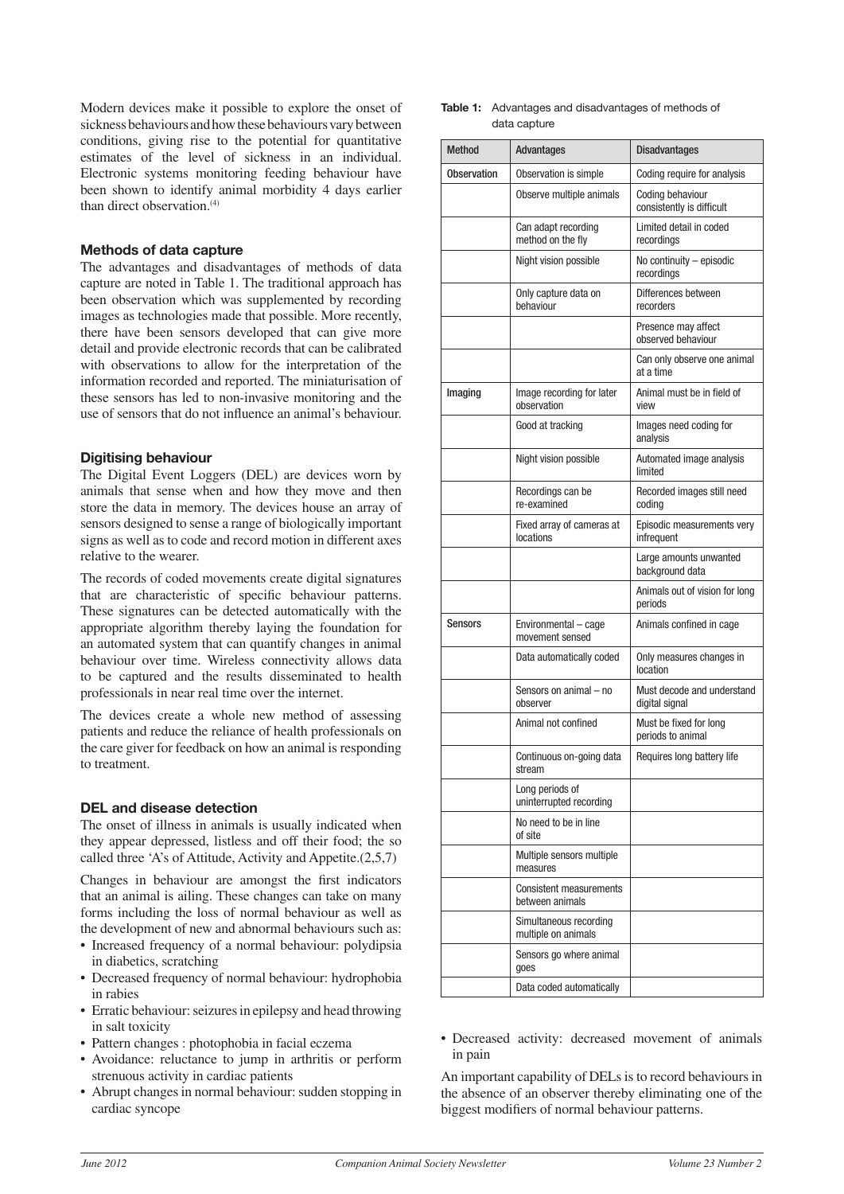Modern devices make it possible to explore the onset of sickness behaviours and how these behaviours vary between conditions, giving rise to the potential for quantitative estimates of the level of sickness in an individual. Electronic systems monitoring feeding behaviour have been shown to identify animal morbidity 4 days earlier than direct observation.[4]

### Methods of data capture

The advantages and disadvantages of methods of data capture are noted in Table 1. The traditional approach has been observation which was supplemented by recording images as technologies made that possible. More recently, there have been sensors developed that can give more detail and provide electronic records that can be calibrated with observations to allow for the interpretation of the information recorded and reported. The miniaturisation of these sensors has led to non-invasive monitoring and the use of sensors that do not influence an animal's behaviour.

### Digitising behaviour

The Digital Event Loggers (DEL) are devices worn by animals that sense when and how they move and then store the data in memory. The devices house an array of sensors designed to sense a range of biologically important signs as well as to code and record motion in different axes relative to the wearer.

The records of coded movements create digital signatures that are characteristic of specific behaviour patterns. These signatures can be detected automatically with the appropriate algorithm thereby laying the foundation for an automated system that can quantify changes in animal behaviour over time. Wireless connectivity allows data to be captured and the results disseminated to health professionals in near real time over the internet.

The devices create a whole new method of assessing patients and reduce the reliance of health professionals on the care giver for feedback on how an animal is responding to treatment.

### DEL and disease detection

The onset of illness in animals is usually indicated when they appear depressed, listless and off their food; the so called three 'A's of Attitude, Activity and Appetite.(2,5,7)

Changes in behaviour are amongst the first indicators that an animal is ailing. These changes can take on many forms including the loss of normal behaviour as well as the development of new and abnormal behaviours such as:

- Increased frequency of a normal behaviour: polydipsia in diabetics, scratching
- Decreased frequency of normal behaviour: hydrophobia in rabies
- Erratic behaviour: seizures in epilepsy and head throwing in salt toxicity
- Pattern changes : photophobia in facial eczema
- Avoidance: reluctance to jump in arthritis or perform strenuous activity in cardiac patients
- Abrupt changes in normal behaviour: sudden stopping in cardiac syncope
- Decreased activity: decreased movement of animals in pain

An important capability of DELs is to record behaviours in the absence of an observer thereby eliminating one of the biggest modifiers of normal behaviour patterns.

**Table 1:** Advantages and disadvantages of methods of data capture

| Method | Advantages | Disadvantages |
|---|---|---|
| Observation | Observation is simple | Coding require for analysis |
| | Observe multiple animals | Coding behaviour consistently is difficult |
| | Can adapt recording method on the fly | Limited detail in coded recordings |
| | Night vision possible | No continuity – episodic recordings |
| | Only capture data on behaviour | Differences between recorders |
| | | Presence may affect observed behaviour |
| | | Can only observe one animal at a time |
| Imaging | Image recording for later observation | Animal must be in field of view |
| | Good at tracking | Images need coding for analysis |
| | Night vision possible | Automated image analysis limited |
| | Recordings can be re-examined | Recorded images still need coding |
| | Fixed array of cameras at locations | Episodic measurements very infrequent |
| | | Large amounts unwanted background data |
| | | Animals out of vision for long periods |
| Sensors | Environmental – cage movement sensed | Animals confined in cage |
| | Data automatically coded | Only measures changes in location |
| | Sensors on animal – no observer | Must decode and understand digital signal |
| | Animal not confined | Must be fixed for long periods to animal |
| | Continuous on-going data stream | Requires long battery life |
| | Long periods of uninterrupted recording | |
| | No need to be in line of site | |
| | Multiple sensors multiple measures | |
| | Consistent measurements between animals | |
| | Simultaneous recording multiple on animals | |
| | Sensors go where animal goes | |
| | Data coded automatically | |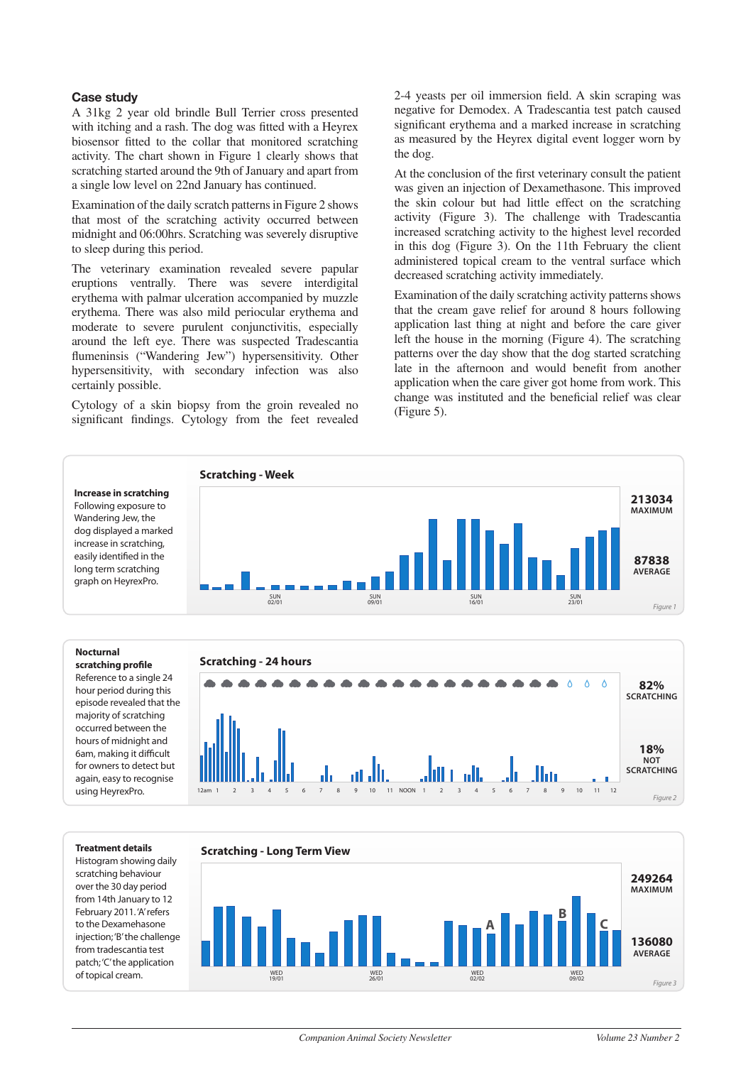## Case study

A 31kg 2 year old brindle Bull Terrier cross presented with itching and a rash. The dog was fitted with a Heyrex biosensor fitted to the collar that monitored scratching activity. The chart shown in Figure 1 clearly shows that scratching started around the 9th of January and apart from a single low level on 22nd January has continued.

Examination of the daily scratch patterns in Figure 2 shows that most of the scratching activity occurred between midnight and 06:00hrs. Scratching was severely disruptive to sleep during this period.

The veterinary examination revealed severe papular eruptions ventrally. There was severe interdigital erythema with palmar ulceration accompanied by muzzle erythema. There was also mild periocular erythema and moderate to severe purulent conjunctivitis, especially around the left eye. There was suspected Tradescantia flumeninsis ("Wandering Jew") hypersensitivity. Other hypersensitivity, with secondary infection was also certainly possible.

Cytology of a skin biopsy from the groin revealed no significant findings. Cytology from the feet revealed 2-4 yeasts per oil immersion field. A skin scraping was negative for Demodex. A Tradescantia test patch caused significant erythema and a marked increase in scratching as measured by the Heyrex digital event logger worn by the dog.

At the conclusion of the first veterinary consult the patient was given an injection of Dexamethasone. This improved the skin colour but had little effect on the scratching activity (Figure 3). The challenge with Tradescantia increased scratching activity to the highest level recorded in this dog (Figure 3). On the 11th February the client administered topical cream to the ventral surface which decreased scratching activity immediately.

Examination of the daily scratching activity patterns shows that the cream gave relief for around 8 hours following application last thing at night and before the care giver left the house in the morning (Figure 4). The scratching patterns over the day show that the dog started scratching late in the afternoon and would benefit from another application when the care giver got home from work. This change was instituted and the beneficial relief was clear (Figure 5).

**Increase in scratching**
Following exposure to Wandering Jew, the dog displayed a marked increase in scratching, easily identified in the long term scratching graph on HeyrexPro.

**Scratching - Week**

SUN 02/01 — SUN 09/01 — SUN 16/01 — SUN 23/01

213034 MAXIMUM

87838 AVERAGE

*Figure 1*

**Nocturnal scratching profile**
Reference to a single 24 hour period during this episode revealed that the majority of scratching occurred between the hours of midnight and 6am, making it difficult for owners to detect but again, easy to recognise using HeyrexPro.

**Scratching - 24 hours**

12am 1 2 3 4 5 6 7 8 9 10 11 NOON 1 2 3 4 5 6 7 8 9 10 11 12

82% SCRATCHING

18% NOT SCRATCHING

*Figure 2*

**Treatment details**
Histogram showing daily scratching behaviour over the 30 day period from 14th January to 12 February 2011. 'A' refers to the Dexamethasone injection; 'B' the challenge from tradescantia test patch; 'C' the application of topical cream.

**Scratching - Long Term View**

WED 19/01 — WED 26/01 — WED 02/02 — WED 09/02

249264 MAXIMUM

136080 AVERAGE

*Figure 3*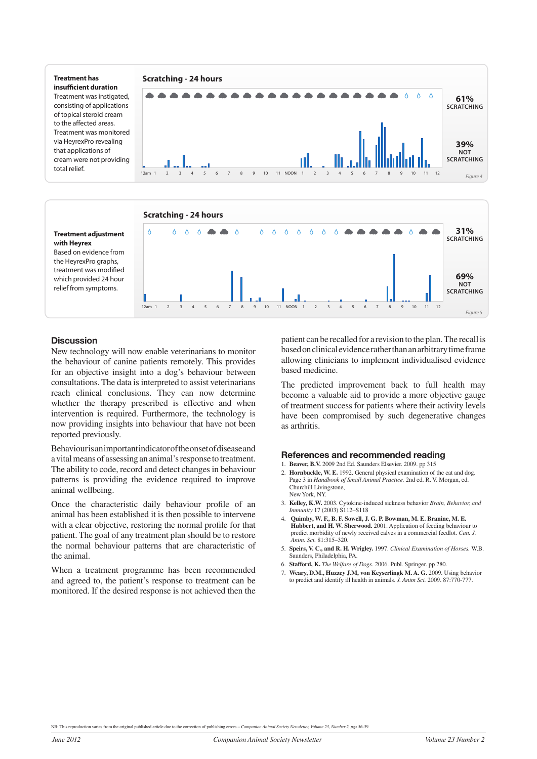**Treatment has insufficient duration**
Treatment was instigated, consisting of applications of topical steroid cream to the affected areas. Treatment was monitored via HeyrexPro revealing that applications of cream were not providing total relief.

Scratching - 24 hours

12am 1 2 3 4 5 6 7 8 9 10 11 NOON 1 2 3 4 5 6 7 8 9 10 11 12

61% SCRATCHING

39% NOT SCRATCHING

Figure 4

**Treatment adjustment with Heyrex**
Based on evidence from the HeyrexPro graphs, treatment was modified which provided 24 hour relief from symptoms.

Scratching - 24 hours

12am 1 2 3 4 5 6 7 8 9 10 11 NOON 1 2 3 4 5 6 7 8 9 10 11 12

31% SCRATCHING

69% NOT SCRATCHING

Figure 5

## Discussion

New technology will now enable veterinarians to monitor the behaviour of canine patients remotely. This provides for an objective insight into a dog's behaviour between consultations. The data is interpreted to assist veterinarians reach clinical conclusions. They can now determine whether the therapy prescribed is effective and when intervention is required. Furthermore, the technology is now providing insights into behaviour that have not been reported previously.

Behaviour is an important indicator of the onset of disease and a vital means of assessing an animal's response to treatment. The ability to code, record and detect changes in behaviour patterns is providing the evidence required to improve animal wellbeing.

Once the characteristic daily behaviour profile of an animal has been established it is then possible to intervene with a clear objective, restoring the normal profile for that patient. The goal of any treatment plan should be to restore the normal behaviour patterns that are characteristic of the animal.

When a treatment programme has been recommended and agreed to, the patient's response to treatment can be monitored. If the desired response is not achieved then the patient can be recalled for a revision to the plan. The recall is based on clinical evidence rather than an arbitrary time frame allowing clinicians to implement individualised evidence based medicine.

The predicted improvement back to full health may become a valuable aid to provide a more objective gauge of treatment success for patients where their activity levels have been compromised by such degenerative changes as arthritis.

## References and recommended reading

1. **Beaver, B.V.** 2009 2nd Ed. Saunders Elsevier. 2009. pp 315
2. **Hornbuckle, W. E.** 1992. General physical examination of the cat and dog. Page 3 in *Handbook of Small Animal Practice.* 2nd ed. R. V. Morgan, ed. Churchill Livingstone, New York, NY.
3. **Kelley, K.W.** 2003. Cytokine-induced sickness behavior *Brain, Behavior, and Immunity* 17 (2003) S112–S118
4. **Quimby, W. F., B. F. Sowell, J. G. P. Bowman, M. E. Branine, M. E. Hubbert, and H. W. Sherwood.** 2001. Application of feeding behaviour to predict morbidity of newly received calves in a commercial feedlot. *Can. J. Anim. Sci.* 81:315–320.
5. **Speirs, V. C., and R. H. Wrigley.** 1997. *Clinical Examination of Horses.* W.B. Saunders, Philadelphia, PA.
6. **Stafford, K.** *The Welfare of Dogs.* 2006. Publ. Springer. pp 280.
7. **Weary, D.M., Huzzey J.M, von Keyserlingk M. A. G.** 2009. Using behavior to predict and identify ill health in animals. *J. Anim Sci.* 2009. 87:770-777.

NB: This reproduction varies from the original published article due to the correction of publishing errors – *Companion Animal Society Newsletter, Volume 23, Number 2, pgs 56-59.*